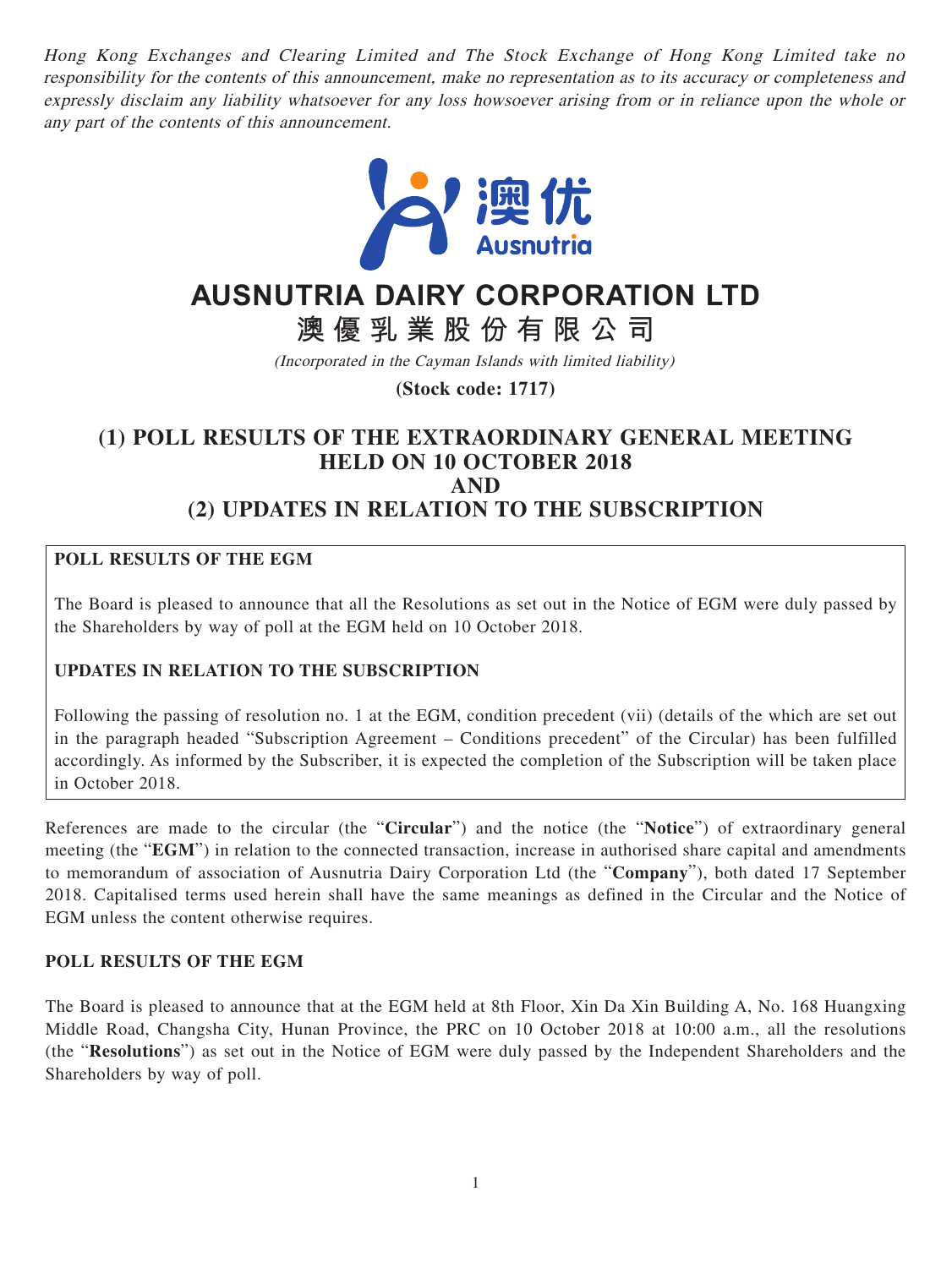*Hong Kong Exchanges and Clearing Limited and The Stock Exchange of Hong Kong Limited take no responsibility for the contents of this announcement, make no representation as to its accuracy or completeness and expressly disclaim any liability whatsoever for any loss howsoever arising from or in reliance upon the whole or any part of the contents of this announcement.*

# AUSNUTRIA DAIRY CORPORATION LTD

# 澳優乳業股份有限公司

*(Incorporated in the Cayman Islands with limited liability)*

**(Stock code: 1717)**

## (1) POLL RESULTS OF THE EXTRAORDINARY GENERAL MEETING HELD ON 10 OCTOBER 2018 AND (2) UPDATES IN RELATION TO THE SUBSCRIPTION

**POLL RESULTS OF THE EGM**

The Board is pleased to announce that all the Resolutions as set out in the Notice of EGM were duly passed by the Shareholders by way of poll at the EGM held on 10 October 2018.

**UPDATES IN RELATION TO THE SUBSCRIPTION**

Following the passing of resolution no. 1 at the EGM, condition precedent (vii) (details of the which are set out in the paragraph headed "Subscription Agreement – Conditions precedent" of the Circular) has been fulfilled accordingly. As informed by the Subscriber, it is expected the completion of the Subscription will be taken place in October 2018.

References are made to the circular (the "**Circular**") and the notice (the "**Notice**") of extraordinary general meeting (the "**EGM**") in relation to the connected transaction, increase in authorised share capital and amendments to memorandum of association of Ausnutria Dairy Corporation Ltd (the "**Company**"), both dated 17 September 2018. Capitalised terms used herein shall have the same meanings as defined in the Circular and the Notice of EGM unless the content otherwise requires.

**POLL RESULTS OF THE EGM**

The Board is pleased to announce that at the EGM held at 8th Floor, Xin Da Xin Building A, No. 168 Huangxing Middle Road, Changsha City, Hunan Province, the PRC on 10 October 2018 at 10:00 a.m., all the resolutions (the "**Resolutions**") as set out in the Notice of EGM were duly passed by the Independent Shareholders and the Shareholders by way of poll.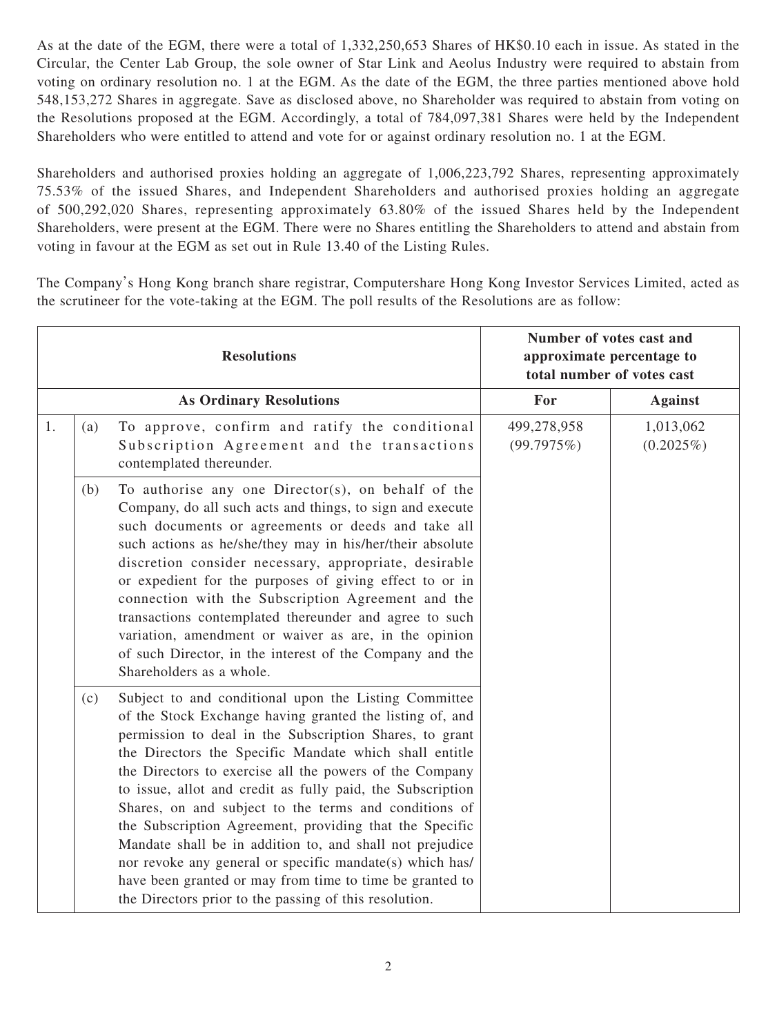As at the date of the EGM, there were a total of 1,332,250,653 Shares of HK$0.10 each in issue. As stated in the Circular, the Center Lab Group, the sole owner of Star Link and Aeolus Industry were required to abstain from voting on ordinary resolution no. 1 at the EGM. As the date of the EGM, the three parties mentioned above hold 548,153,272 Shares in aggregate. Save as disclosed above, no Shareholder was required to abstain from voting on the Resolutions proposed at the EGM. Accordingly, a total of 784,097,381 Shares were held by the Independent Shareholders who were entitled to attend and vote for or against ordinary resolution no. 1 at the EGM.

Shareholders and authorised proxies holding an aggregate of 1,006,223,792 Shares, representing approximately 75.53% of the issued Shares, and Independent Shareholders and authorised proxies holding an aggregate of 500,292,020 Shares, representing approximately 63.80% of the issued Shares held by the Independent Shareholders, were present at the EGM. There were no Shares entitling the Shareholders to attend and abstain from voting in favour at the EGM as set out in Rule 13.40 of the Listing Rules.

The Company's Hong Kong branch share registrar, Computershare Hong Kong Investor Services Limited, acted as the scrutineer for the vote-taking at the EGM. The poll results of the Resolutions are as follow:

| Resolutions | | | Number of votes cast and approximate percentage to total number of votes cast | |
|---|---|---|---|---|
| **As Ordinary Resolutions** | | | **For** | **Against** |
| 1. | (a) | To approve, confirm and ratify the conditional Subscription Agreement and the transactions contemplated thereunder. | 499,278,958 (99.7975%) | 1,013,062 (0.2025%) |
| | (b) | To authorise any one Director(s), on behalf of the Company, do all such acts and things, to sign and execute such documents or agreements or deeds and take all such actions as he/she/they may in his/her/their absolute discretion consider necessary, appropriate, desirable or expedient for the purposes of giving effect to or in connection with the Subscription Agreement and the transactions contemplated thereunder and agree to such variation, amendment or waiver as are, in the opinion of such Director, in the interest of the Company and the Shareholders as a whole. | | |
| | (c) | Subject to and conditional upon the Listing Committee of the Stock Exchange having granted the listing of, and permission to deal in the Subscription Shares, to grant the Directors the Specific Mandate which shall entitle the Directors to exercise all the powers of the Company to issue, allot and credit as fully paid, the Subscription Shares, on and subject to the terms and conditions of the Subscription Agreement, providing that the Specific Mandate shall be in addition to, and shall not prejudice nor revoke any general or specific mandate(s) which has/have been granted or may from time to time be granted to the Directors prior to the passing of this resolution. | | |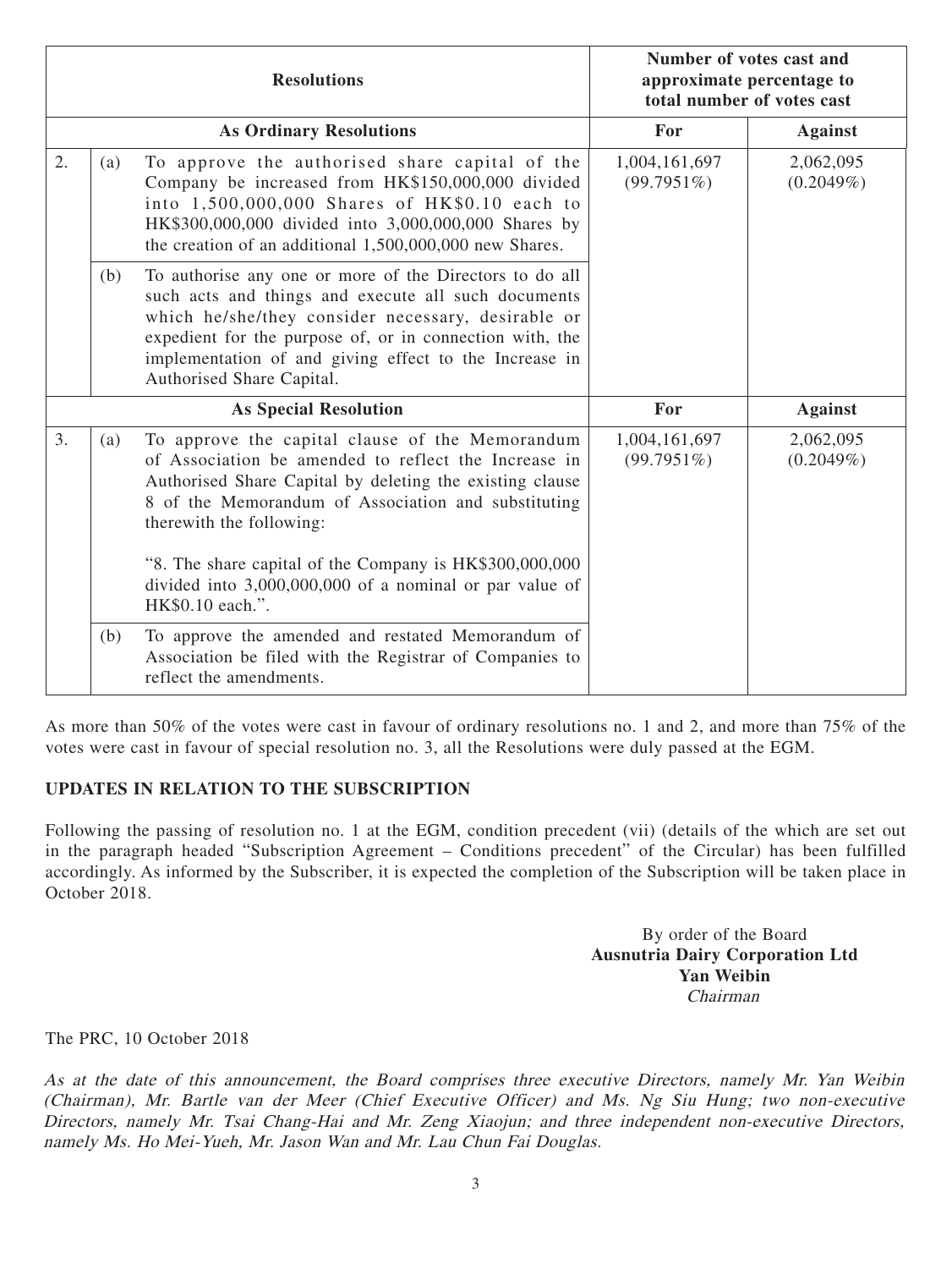| Resolutions | | | Number of votes cast and approximate percentage to total number of votes cast | |
|---|---|---|---|---|
| As Ordinary Resolutions | | | For | Against |
| 2. | (a) | To approve the authorised share capital of the Company be increased from HK$150,000,000 divided into 1,500,000,000 Shares of HK$0.10 each to HK$300,000,000 divided into 3,000,000,000 Shares by the creation of an additional 1,500,000,000 new Shares. | 1,004,161,697 (99.7951%) | 2,062,095 (0.2049%) |
| | (b) | To authorise any one or more of the Directors to do all such acts and things and execute all such documents which he/she/they consider necessary, desirable or expedient for the purpose of, or in connection with, the implementation of and giving effect to the Increase in Authorised Share Capital. | | |
| As Special Resolution | | | For | Against |
| 3. | (a) | To approve the capital clause of the Memorandum of Association be amended to reflect the Increase in Authorised Share Capital by deleting the existing clause 8 of the Memorandum of Association and substituting therewith the following:<br><br>"8. The share capital of the Company is HK$300,000,000 divided into 3,000,000,000 of a nominal or par value of HK$0.10 each.". | 1,004,161,697 (99.7951%) | 2,062,095 (0.2049%) |
| | (b) | To approve the amended and restated Memorandum of Association be filed with the Registrar of Companies to reflect the amendments. | | |

As more than 50% of the votes were cast in favour of ordinary resolutions no. 1 and 2, and more than 75% of the votes were cast in favour of special resolution no. 3, all the Resolutions were duly passed at the EGM.

**UPDATES IN RELATION TO THE SUBSCRIPTION**

Following the passing of resolution no. 1 at the EGM, condition precedent (vii) (details of the which are set out in the paragraph headed "Subscription Agreement – Conditions precedent" of the Circular) has been fulfilled accordingly. As informed by the Subscriber, it is expected the completion of the Subscription will be taken place in October 2018.

By order of the Board
**Ausnutria Dairy Corporation Ltd**
**Yan Weibin**
*Chairman*

The PRC, 10 October 2018

*As at the date of this announcement, the Board comprises three executive Directors, namely Mr. Yan Weibin (Chairman), Mr. Bartle van der Meer (Chief Executive Officer) and Ms. Ng Siu Hung; two non-executive Directors, namely Mr. Tsai Chang-Hai and Mr. Zeng Xiaojun; and three independent non-executive Directors, namely Ms. Ho Mei-Yueh, Mr. Jason Wan and Mr. Lau Chun Fai Douglas.*